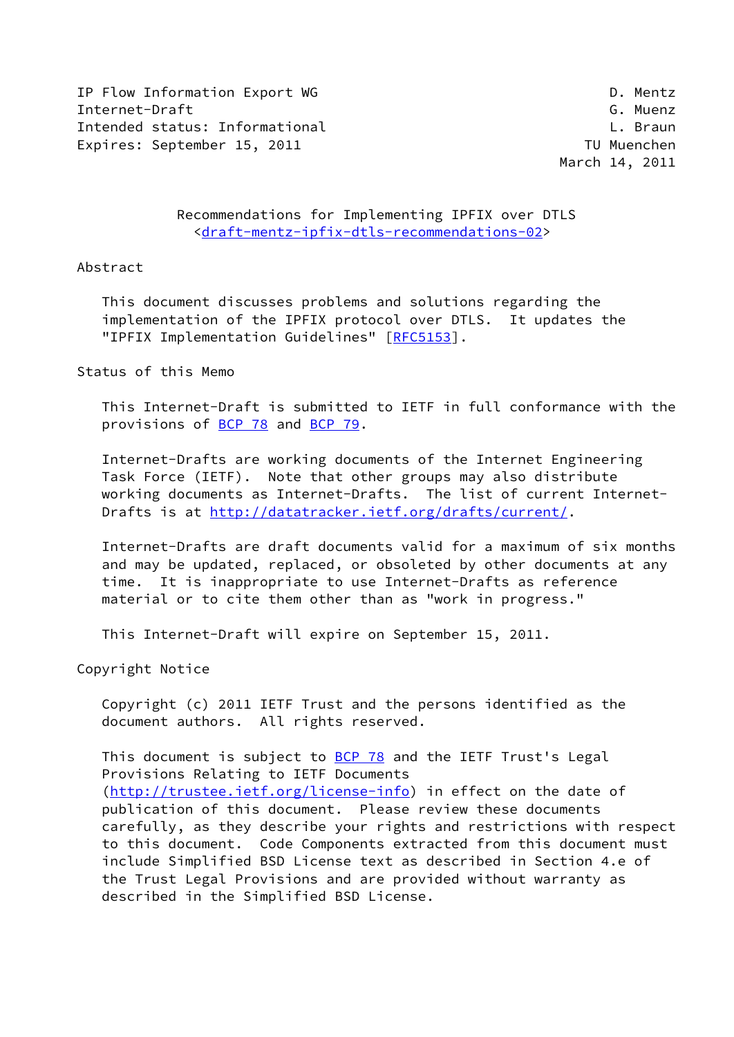IP Flow Information Export WG D. Mentz
Internet-Draft G. Muenz
Intended status: Informational L. Braun
Expires: September 15, 2011 TU Muenchen
March 14, 2011

# Recommendations for Implementing IPFIX over DTLS
## <draft-mentz-ipfix-dtls-recommendations-02>

## Abstract

This document discusses problems and solutions regarding the implementation of the IPFIX protocol over DTLS. It updates the "IPFIX Implementation Guidelines" [RFC5153].

## Status of this Memo

This Internet-Draft is submitted to IETF in full conformance with the provisions of BCP 78 and BCP 79.

Internet-Drafts are working documents of the Internet Engineering Task Force (IETF). Note that other groups may also distribute working documents as Internet-Drafts. The list of current Internet-Drafts is at http://datatracker.ietf.org/drafts/current/.

Internet-Drafts are draft documents valid for a maximum of six months and may be updated, replaced, or obsoleted by other documents at any time. It is inappropriate to use Internet-Drafts as reference material or to cite them other than as "work in progress."

This Internet-Draft will expire on September 15, 2011.

## Copyright Notice

Copyright (c) 2011 IETF Trust and the persons identified as the document authors. All rights reserved.

This document is subject to BCP 78 and the IETF Trust's Legal Provisions Relating to IETF Documents (http://trustee.ietf.org/license-info) in effect on the date of publication of this document. Please review these documents carefully, as they describe your rights and restrictions with respect to this document. Code Components extracted from this document must include Simplified BSD License text as described in Section 4.e of the Trust Legal Provisions and are provided without warranty as described in the Simplified BSD License.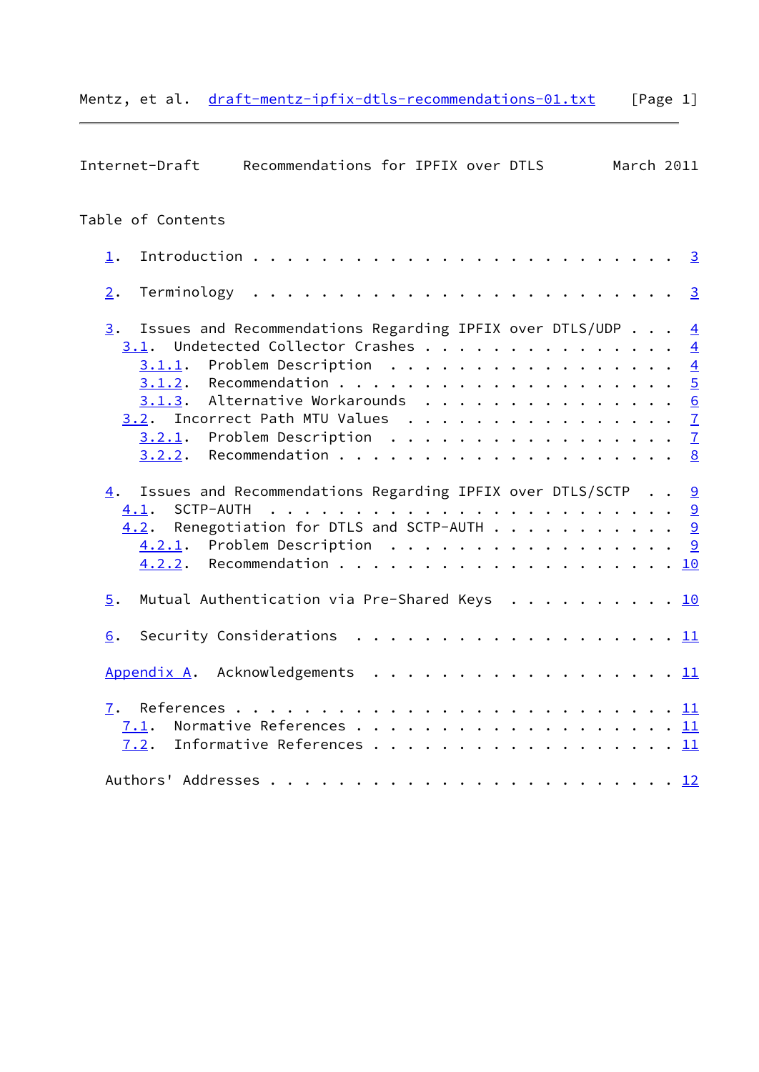Table of Contents

1. Introduction . . . . . . . . . . . . . . . . . . . . . . . . . 3

2. Terminology . . . . . . . . . . . . . . . . . . . . . . . . . 3

3. Issues and Recommendations Regarding IPFIX over DTLS/UDP . . . 4
   - 3.1. Undetected Collector Crashes . . . . . . . . . . . . . . . 4
     - 3.1.1. Problem Description . . . . . . . . . . . . . . . . . 4
     - 3.1.2. Recommendation . . . . . . . . . . . . . . . . . . . 5
     - 3.1.3. Alternative Workarounds . . . . . . . . . . . . . . . 6
   - 3.2. Incorrect Path MTU Values . . . . . . . . . . . . . . . . 7
     - 3.2.1. Problem Description . . . . . . . . . . . . . . . . . 7
     - 3.2.2. Recommendation . . . . . . . . . . . . . . . . . . . 8

4. Issues and Recommendations Regarding IPFIX over DTLS/SCTP . . 9
   - 4.1. SCTP-AUTH . . . . . . . . . . . . . . . . . . . . . . . . 9
   - 4.2. Renegotiation for DTLS and SCTP-AUTH . . . . . . . . . . . 9
     - 4.2.1. Problem Description . . . . . . . . . . . . . . . . . 9
     - 4.2.2. Recommendation . . . . . . . . . . . . . . . . . . . 10

5. Mutual Authentication via Pre-Shared Keys . . . . . . . . . . 10

6. Security Considerations . . . . . . . . . . . . . . . . . . . 11

Appendix A. Acknowledgements . . . . . . . . . . . . . . . . . . 11

7. References . . . . . . . . . . . . . . . . . . . . . . . . . 11
   - 7.1. Normative References . . . . . . . . . . . . . . . . . . . 11
   - 7.2. Informative References . . . . . . . . . . . . . . . . . . 11

Authors' Addresses . . . . . . . . . . . . . . . . . . . . . . . 12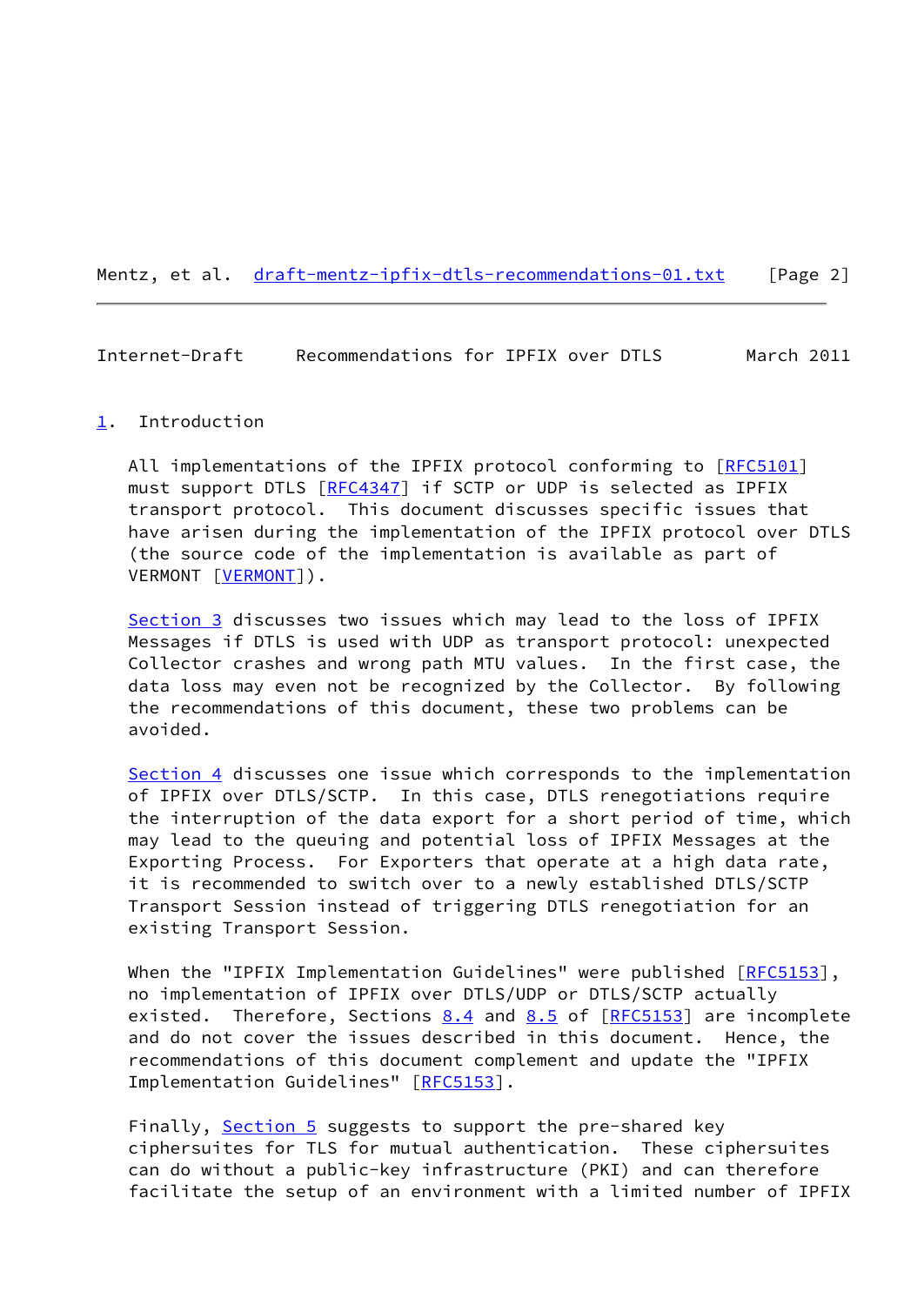## 1. Introduction

All implementations of the IPFIX protocol conforming to [RFC5101] must support DTLS [RFC4347] if SCTP or UDP is selected as IPFIX transport protocol. This document discusses specific issues that have arisen during the implementation of the IPFIX protocol over DTLS (the source code of the implementation is available as part of VERMONT [VERMONT]).

Section 3 discusses two issues which may lead to the loss of IPFIX Messages if DTLS is used with UDP as transport protocol: unexpected Collector crashes and wrong path MTU values. In the first case, the data loss may even not be recognized by the Collector. By following the recommendations of this document, these two problems can be avoided.

Section 4 discusses one issue which corresponds to the implementation of IPFIX over DTLS/SCTP. In this case, DTLS renegotiations require the interruption of the data export for a short period of time, which may lead to the queuing and potential loss of IPFIX Messages at the Exporting Process. For Exporters that operate at a high data rate, it is recommended to switch over to a newly established DTLS/SCTP Transport Session instead of triggering DTLS renegotiation for an existing Transport Session.

When the "IPFIX Implementation Guidelines" were published [RFC5153], no implementation of IPFIX over DTLS/UDP or DTLS/SCTP actually existed. Therefore, Sections 8.4 and 8.5 of [RFC5153] are incomplete and do not cover the issues described in this document. Hence, the recommendations of this document complement and update the "IPFIX Implementation Guidelines" [RFC5153].

Finally, Section 5 suggests to support the pre-shared key ciphersuites for TLS for mutual authentication. These ciphersuites can do without a public-key infrastructure (PKI) and can therefore facilitate the setup of an environment with a limited number of IPFIX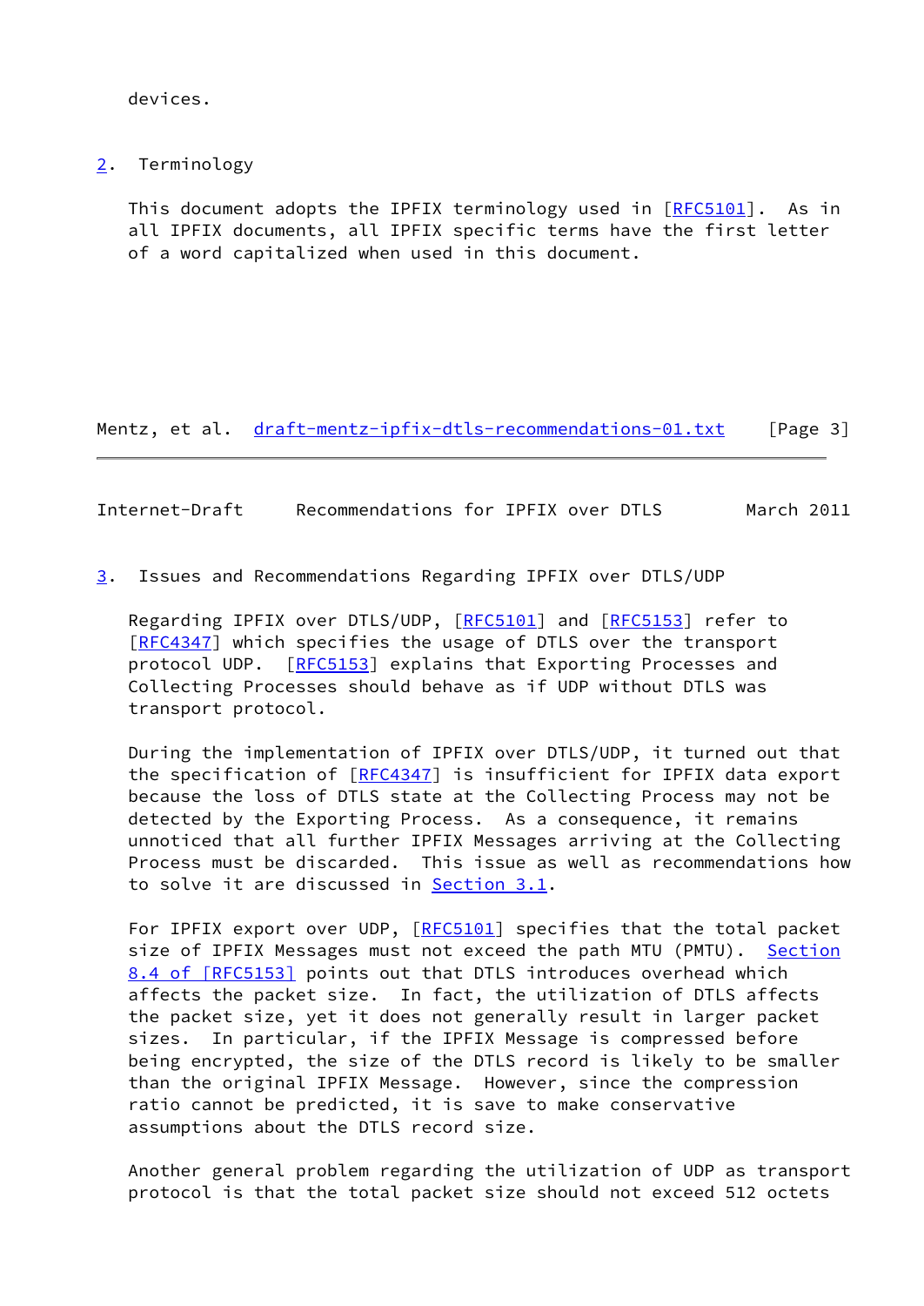devices.

## 2. Terminology

This document adopts the IPFIX terminology used in [RFC5101]. As in all IPFIX documents, all IPFIX specific terms have the first letter of a word capitalized when used in this document.

## 3. Issues and Recommendations Regarding IPFIX over DTLS/UDP

Regarding IPFIX over DTLS/UDP, [RFC5101] and [RFC5153] refer to [RFC4347] which specifies the usage of DTLS over the transport protocol UDP. [RFC5153] explains that Exporting Processes and Collecting Processes should behave as if UDP without DTLS was transport protocol.

During the implementation of IPFIX over DTLS/UDP, it turned out that the specification of [RFC4347] is insufficient for IPFIX data export because the loss of DTLS state at the Collecting Process may not be detected by the Exporting Process. As a consequence, it remains unnoticed that all further IPFIX Messages arriving at the Collecting Process must be discarded. This issue as well as recommendations how to solve it are discussed in Section 3.1.

For IPFIX export over UDP, [RFC5101] specifies that the total packet size of IPFIX Messages must not exceed the path MTU (PMTU). Section 8.4 of [RFC5153] points out that DTLS introduces overhead which affects the packet size. In fact, the utilization of DTLS affects the packet size, yet it does not generally result in larger packet sizes. In particular, if the IPFIX Message is compressed before being encrypted, the size of the DTLS record is likely to be smaller than the original IPFIX Message. However, since the compression ratio cannot be predicted, it is save to make conservative assumptions about the DTLS record size.

Another general problem regarding the utilization of UDP as transport protocol is that the total packet size should not exceed 512 octets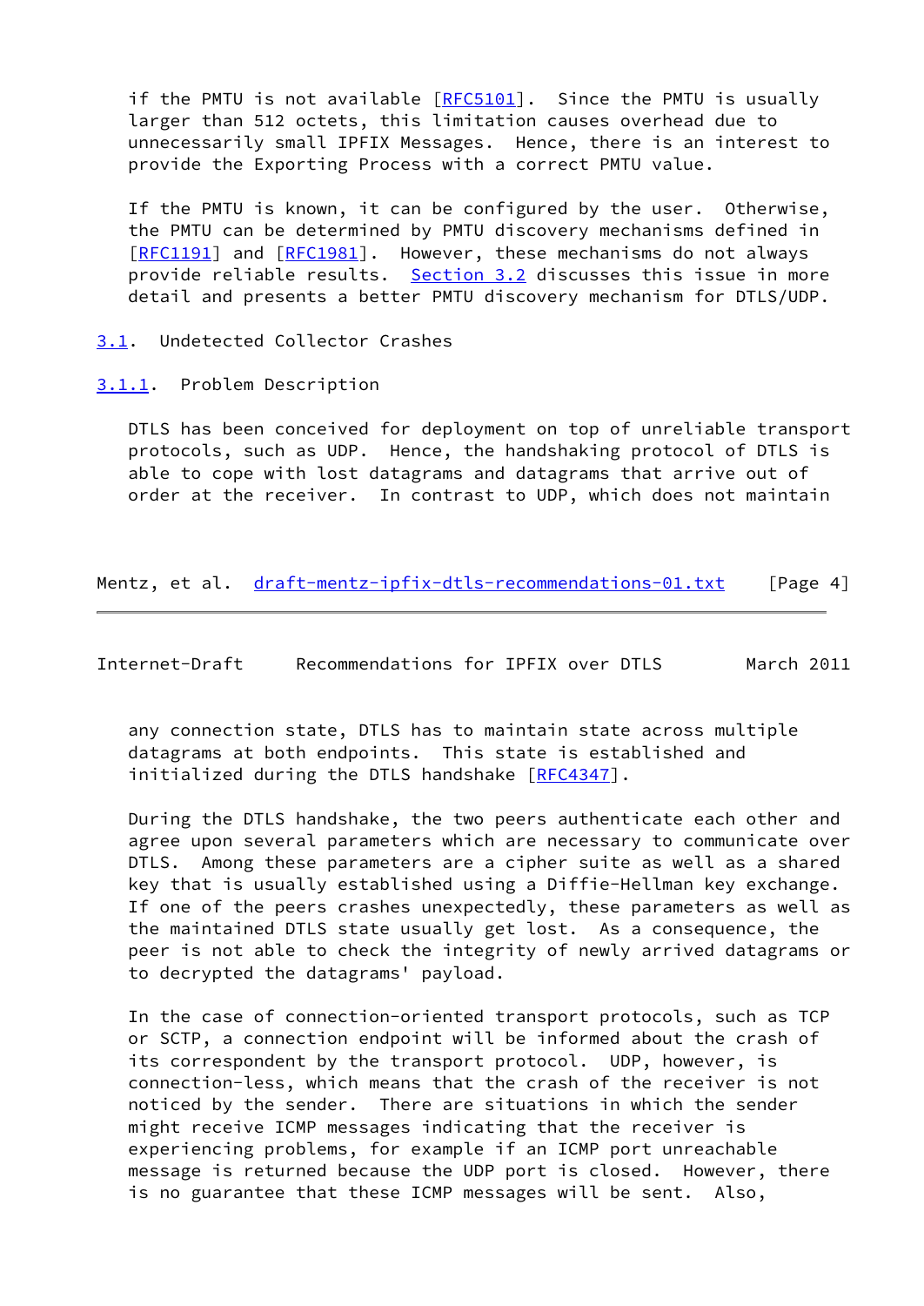if the PMTU is not available [RFC5101]. Since the PMTU is usually larger than 512 octets, this limitation causes overhead due to unnecessarily small IPFIX Messages. Hence, there is an interest to provide the Exporting Process with a correct PMTU value.

If the PMTU is known, it can be configured by the user. Otherwise, the PMTU can be determined by PMTU discovery mechanisms defined in [RFC1191] and [RFC1981]. However, these mechanisms do not always provide reliable results. Section 3.2 discusses this issue in more detail and presents a better PMTU discovery mechanism for DTLS/UDP.

## 3.1. Undetected Collector Crashes

### 3.1.1. Problem Description

DTLS has been conceived for deployment on top of unreliable transport protocols, such as UDP. Hence, the handshaking protocol of DTLS is able to cope with lost datagrams and datagrams that arrive out of order at the receiver. In contrast to UDP, which does not maintain any connection state, DTLS has to maintain state across multiple datagrams at both endpoints. This state is established and initialized during the DTLS handshake [RFC4347].

During the DTLS handshake, the two peers authenticate each other and agree upon several parameters which are necessary to communicate over DTLS. Among these parameters are a cipher suite as well as a shared key that is usually established using a Diffie-Hellman key exchange. If one of the peers crashes unexpectedly, these parameters as well as the maintained DTLS state usually get lost. As a consequence, the peer is not able to check the integrity of newly arrived datagrams or to decrypted the datagrams' payload.

In the case of connection-oriented transport protocols, such as TCP or SCTP, a connection endpoint will be informed about the crash of its correspondent by the transport protocol. UDP, however, is connection-less, which means that the crash of the receiver is not noticed by the sender. There are situations in which the sender might receive ICMP messages indicating that the receiver is experiencing problems, for example if an ICMP port unreachable message is returned because the UDP port is closed. However, there is no guarantee that these ICMP messages will be sent. Also,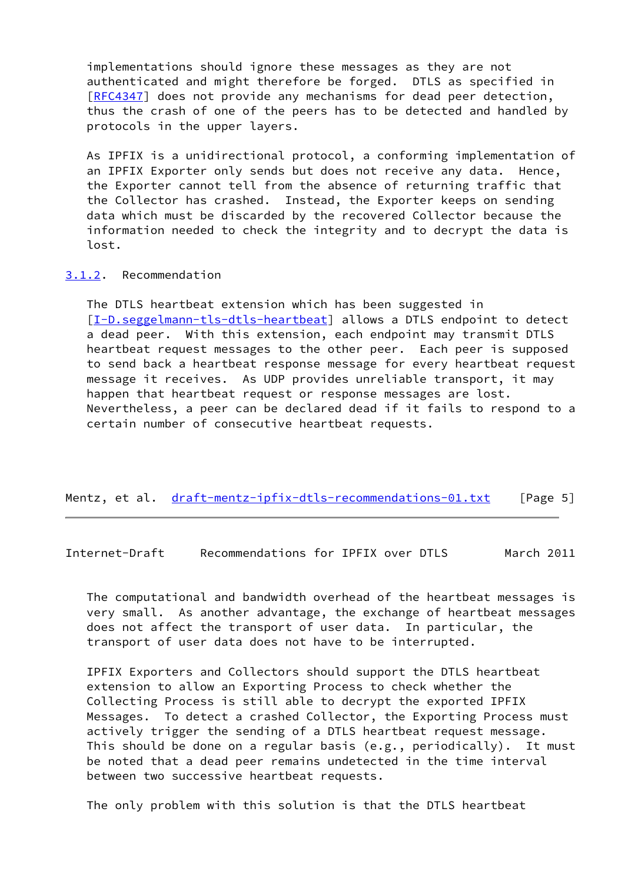implementations should ignore these messages as they are not authenticated and might therefore be forged. DTLS as specified in [RFC4347] does not provide any mechanisms for dead peer detection, thus the crash of one of the peers has to be detected and handled by protocols in the upper layers.

As IPFIX is a unidirectional protocol, a conforming implementation of an IPFIX Exporter only sends but does not receive any data. Hence, the Exporter cannot tell from the absence of returning traffic that the Collector has crashed. Instead, the Exporter keeps on sending data which must be discarded by the recovered Collector because the information needed to check the integrity and to decrypt the data is lost.

### 3.1.2. Recommendation

The DTLS heartbeat extension which has been suggested in [I-D.seggelmann-tls-dtls-heartbeat] allows a DTLS endpoint to detect a dead peer. With this extension, each endpoint may transmit DTLS heartbeat request messages to the other peer. Each peer is supposed to send back a heartbeat response message for every heartbeat request message it receives. As UDP provides unreliable transport, it may happen that heartbeat request or response messages are lost. Nevertheless, a peer can be declared dead if it fails to respond to a certain number of consecutive heartbeat requests.

The computational and bandwidth overhead of the heartbeat messages is very small. As another advantage, the exchange of heartbeat messages does not affect the transport of user data. In particular, the transport of user data does not have to be interrupted.

IPFIX Exporters and Collectors should support the DTLS heartbeat extension to allow an Exporting Process to check whether the Collecting Process is still able to decrypt the exported IPFIX Messages. To detect a crashed Collector, the Exporting Process must actively trigger the sending of a DTLS heartbeat request message. This should be done on a regular basis (e.g., periodically). It must be noted that a dead peer remains undetected in the time interval between two successive heartbeat requests.

The only problem with this solution is that the DTLS heartbeat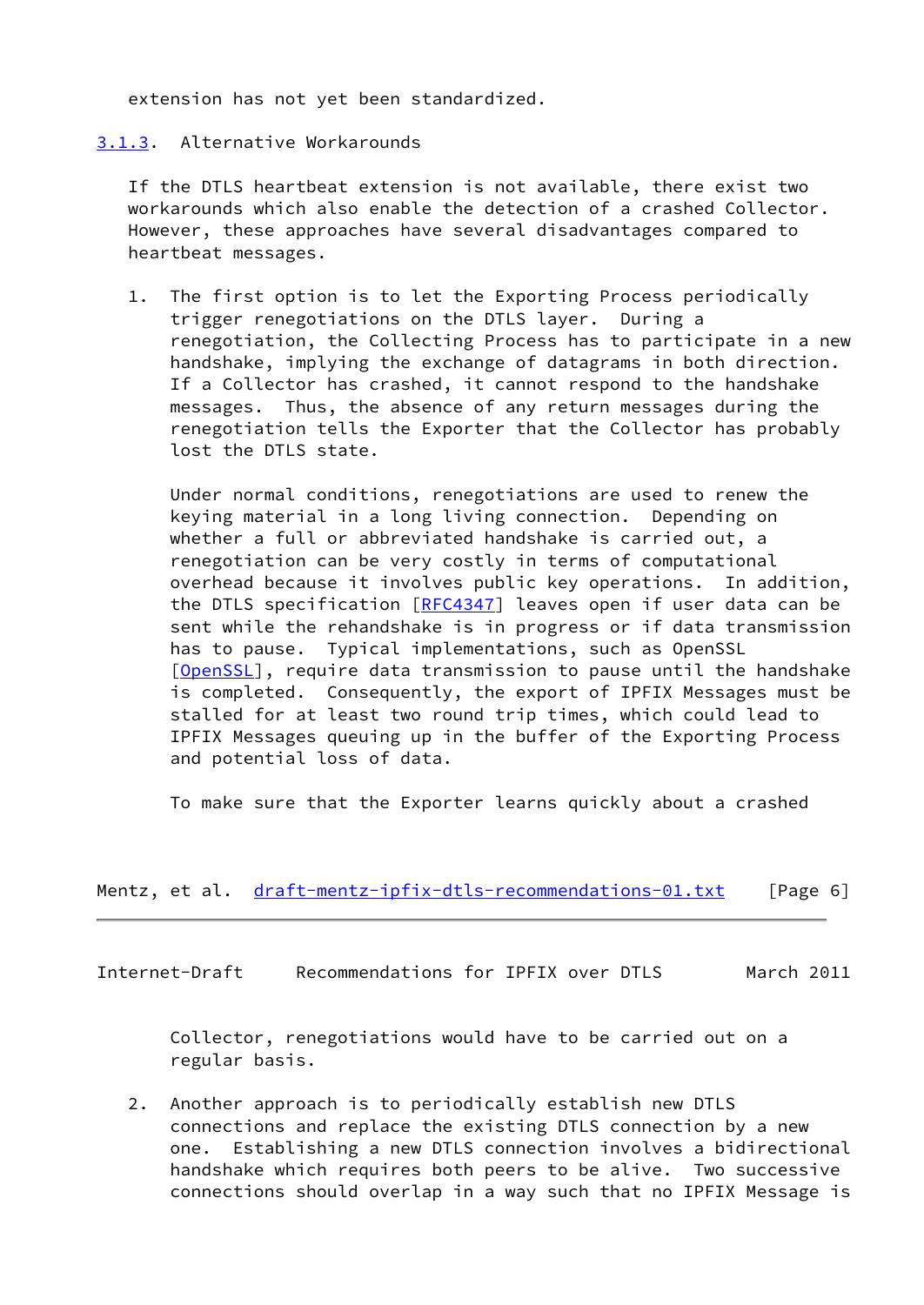extension has not yet been standardized.

### 3.1.3. Alternative Workarounds

If the DTLS heartbeat extension is not available, there exist two workarounds which also enable the detection of a crashed Collector. However, these approaches have several disadvantages compared to heartbeat messages.

1. The first option is to let the Exporting Process periodically trigger renegotiations on the DTLS layer. During a renegotiation, the Collecting Process has to participate in a new handshake, implying the exchange of datagrams in both direction. If a Collector has crashed, it cannot respond to the handshake messages. Thus, the absence of any return messages during the renegotiation tells the Exporter that the Collector has probably lost the DTLS state.

   Under normal conditions, renegotiations are used to renew the keying material in a long living connection. Depending on whether a full or abbreviated handshake is carried out, a renegotiation can be very costly in terms of computational overhead because it involves public key operations. In addition, the DTLS specification [RFC4347] leaves open if user data can be sent while the rehandshake is in progress or if data transmission has to pause. Typical implementations, such as OpenSSL [OpenSSL], require data transmission to pause until the handshake is completed. Consequently, the export of IPFIX Messages must be stalled for at least two round trip times, which could lead to IPFIX Messages queuing up in the buffer of the Exporting Process and potential loss of data.

   To make sure that the Exporter learns quickly about a crashed Collector, renegotiations would have to be carried out on a regular basis.

2. Another approach is to periodically establish new DTLS connections and replace the existing DTLS connection by a new one. Establishing a new DTLS connection involves a bidirectional handshake which requires both peers to be alive. Two successive connections should overlap in a way such that no IPFIX Message is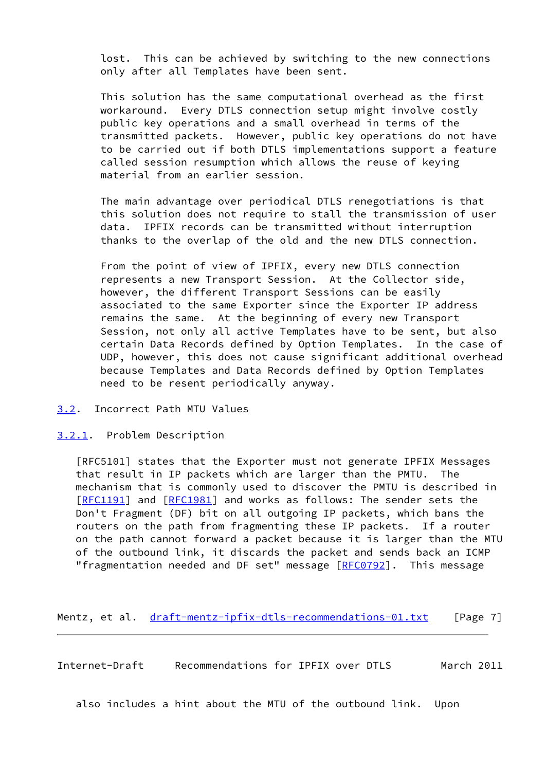lost. This can be achieved by switching to the new connections only after all Templates have been sent.

This solution has the same computational overhead as the first workaround. Every DTLS connection setup might involve costly public key operations and a small overhead in terms of the transmitted packets. However, public key operations do not have to be carried out if both DTLS implementations support a feature called session resumption which allows the reuse of keying material from an earlier session.

The main advantage over periodical DTLS renegotiations is that this solution does not require to stall the transmission of user data. IPFIX records can be transmitted without interruption thanks to the overlap of the old and the new DTLS connection.

From the point of view of IPFIX, every new DTLS connection represents a new Transport Session. At the Collector side, however, the different Transport Sessions can be easily associated to the same Exporter since the Exporter IP address remains the same. At the beginning of every new Transport Session, not only all active Templates have to be sent, but also certain Data Records defined by Option Templates. In the case of UDP, however, this does not cause significant additional overhead because Templates and Data Records defined by Option Templates need to be resent periodically anyway.

### 3.2. Incorrect Path MTU Values

#### 3.2.1. Problem Description

[RFC5101] states that the Exporter must not generate IPFIX Messages that result in IP packets which are larger than the PMTU. The mechanism that is commonly used to discover the PMTU is described in [RFC1191] and [RFC1981] and works as follows: The sender sets the Don't Fragment (DF) bit on all outgoing IP packets, which bans the routers on the path from fragmenting these IP packets. If a router on the path cannot forward a packet because it is larger than the MTU of the outbound link, it discards the packet and sends back an ICMP "fragmentation needed and DF set" message [RFC0792]. This message also includes a hint about the MTU of the outbound link. Upon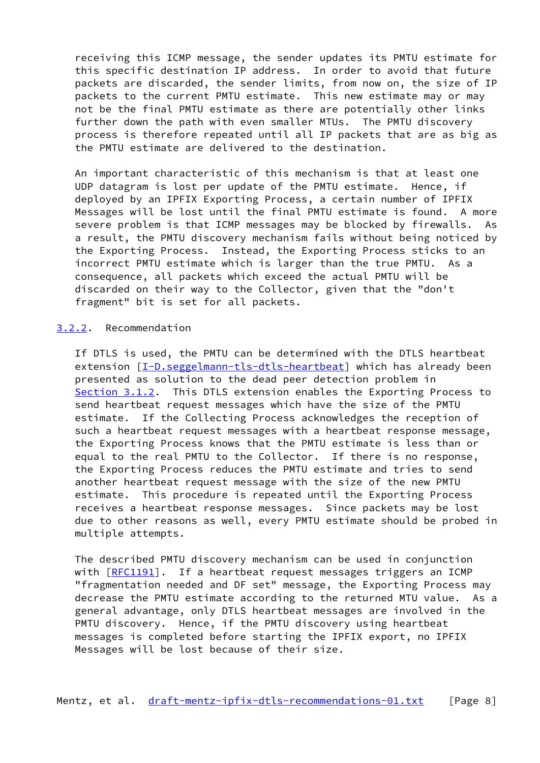receiving this ICMP message, the sender updates its PMTU estimate for this specific destination IP address. In order to avoid that future packets are discarded, the sender limits, from now on, the size of IP packets to the current PMTU estimate. This new estimate may or may not be the final PMTU estimate as there are potentially other links further down the path with even smaller MTUs. The PMTU discovery process is therefore repeated until all IP packets that are as big as the PMTU estimate are delivered to the destination.

An important characteristic of this mechanism is that at least one UDP datagram is lost per update of the PMTU estimate. Hence, if deployed by an IPFIX Exporting Process, a certain number of IPFIX Messages will be lost until the final PMTU estimate is found. A more severe problem is that ICMP messages may be blocked by firewalls. As a result, the PMTU discovery mechanism fails without being noticed by the Exporting Process. Instead, the Exporting Process sticks to an incorrect PMTU estimate which is larger than the true PMTU. As a consequence, all packets which exceed the actual PMTU will be discarded on their way to the Collector, given that the "don't fragment" bit is set for all packets.

### 3.2.2. Recommendation

If DTLS is used, the PMTU can be determined with the DTLS heartbeat extension [I-D.seggelmann-tls-dtls-heartbeat] which has already been presented as solution to the dead peer detection problem in Section 3.1.2. This DTLS extension enables the Exporting Process to send heartbeat request messages which have the size of the PMTU estimate. If the Collecting Process acknowledges the reception of such a heartbeat request messages with a heartbeat response message, the Exporting Process knows that the PMTU estimate is less than or equal to the real PMTU to the Collector. If there is no response, the Exporting Process reduces the PMTU estimate and tries to send another heartbeat request message with the size of the new PMTU estimate. This procedure is repeated until the Exporting Process receives a heartbeat response messages. Since packets may be lost due to other reasons as well, every PMTU estimate should be probed in multiple attempts.

The described PMTU discovery mechanism can be used in conjunction with [RFC1191]. If a heartbeat request messages triggers an ICMP "fragmentation needed and DF set" message, the Exporting Process may decrease the PMTU estimate according to the returned MTU value. As a general advantage, only DTLS heartbeat messages are involved in the PMTU discovery. Hence, if the PMTU discovery using heartbeat messages is completed before starting the IPFIX export, no IPFIX Messages will be lost because of their size.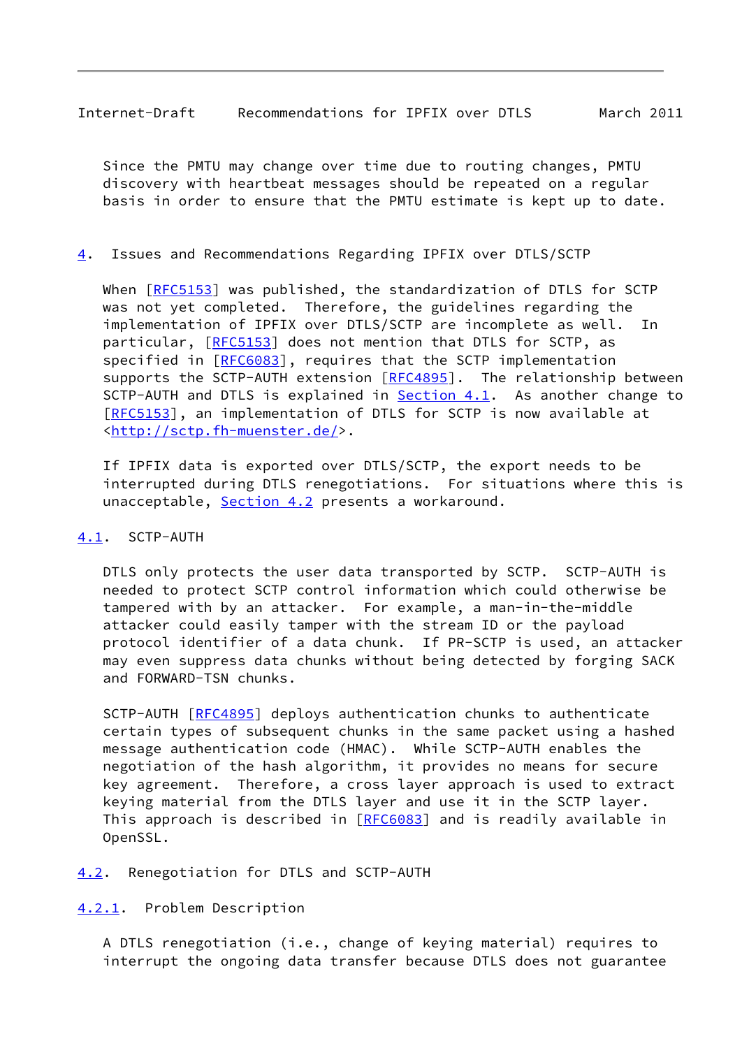Since the PMTU may change over time due to routing changes, PMTU discovery with heartbeat messages should be repeated on a regular basis in order to ensure that the PMTU estimate is kept up to date.

## 4. Issues and Recommendations Regarding IPFIX over DTLS/SCTP

When [RFC5153] was published, the standardization of DTLS for SCTP was not yet completed. Therefore, the guidelines regarding the implementation of IPFIX over DTLS/SCTP are incomplete as well. In particular, [RFC5153] does not mention that DTLS for SCTP, as specified in [RFC6083], requires that the SCTP implementation supports the SCTP-AUTH extension [RFC4895]. The relationship between SCTP-AUTH and DTLS is explained in Section 4.1. As another change to [RFC5153], an implementation of DTLS for SCTP is now available at <http://sctp.fh-muenster.de/>.

If IPFIX data is exported over DTLS/SCTP, the export needs to be interrupted during DTLS renegotiations. For situations where this is unacceptable, Section 4.2 presents a workaround.

### 4.1. SCTP-AUTH

DTLS only protects the user data transported by SCTP. SCTP-AUTH is needed to protect SCTP control information which could otherwise be tampered with by an attacker. For example, a man-in-the-middle attacker could easily tamper with the stream ID or the payload protocol identifier of a data chunk. If PR-SCTP is used, an attacker may even suppress data chunks without being detected by forging SACK and FORWARD-TSN chunks.

SCTP-AUTH [RFC4895] deploys authentication chunks to authenticate certain types of subsequent chunks in the same packet using a hashed message authentication code (HMAC). While SCTP-AUTH enables the negotiation of the hash algorithm, it provides no means for secure key agreement. Therefore, a cross layer approach is used to extract keying material from the DTLS layer and use it in the SCTP layer. This approach is described in [RFC6083] and is readily available in OpenSSL.

### 4.2. Renegotiation for DTLS and SCTP-AUTH

#### 4.2.1. Problem Description

A DTLS renegotiation (i.e., change of keying material) requires to interrupt the ongoing data transfer because DTLS does not guarantee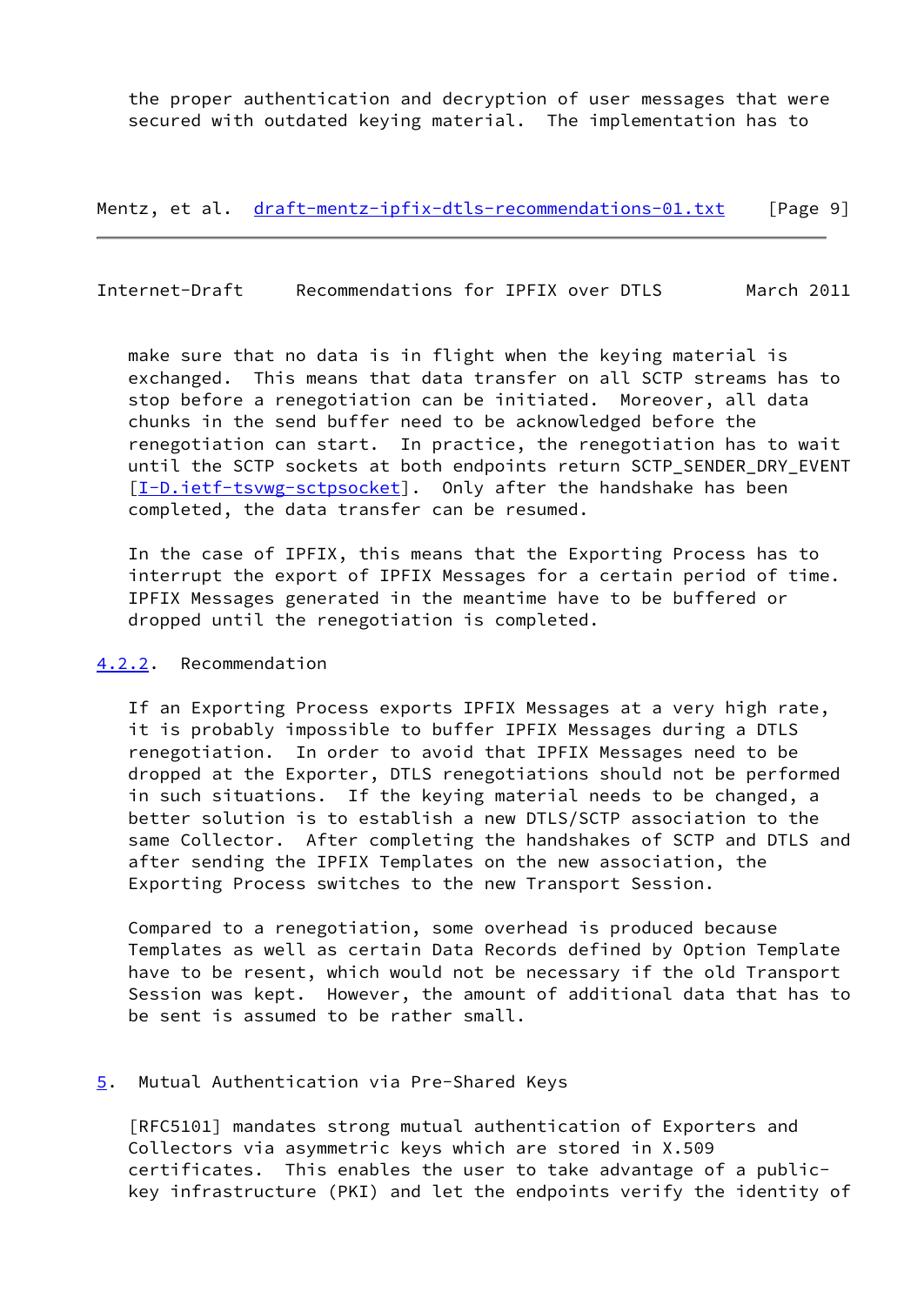the proper authentication and decryption of user messages that were secured with outdated keying material. The implementation has to make sure that no data is in flight when the keying material is exchanged. This means that data transfer on all SCTP streams has to stop before a renegotiation can be initiated. Moreover, all data chunks in the send buffer need to be acknowledged before the renegotiation can start. In practice, the renegotiation has to wait until the SCTP sockets at both endpoints return SCTP_SENDER_DRY_EVENT [I-D.ietf-tsvwg-sctpsocket]. Only after the handshake has been completed, the data transfer can be resumed.

In the case of IPFIX, this means that the Exporting Process has to interrupt the export of IPFIX Messages for a certain period of time. IPFIX Messages generated in the meantime have to be buffered or dropped until the renegotiation is completed.

#### 4.2.2. Recommendation

If an Exporting Process exports IPFIX Messages at a very high rate, it is probably impossible to buffer IPFIX Messages during a DTLS renegotiation. In order to avoid that IPFIX Messages need to be dropped at the Exporter, DTLS renegotiations should not be performed in such situations. If the keying material needs to be changed, a better solution is to establish a new DTLS/SCTP association to the same Collector. After completing the handshakes of SCTP and DTLS and after sending the IPFIX Templates on the new association, the Exporting Process switches to the new Transport Session.

Compared to a renegotiation, some overhead is produced because Templates as well as certain Data Records defined by Option Template have to be resent, which would not be necessary if the old Transport Session was kept. However, the amount of additional data that has to be sent is assumed to be rather small.

## 5. Mutual Authentication via Pre-Shared Keys

[RFC5101] mandates strong mutual authentication of Exporters and Collectors via asymmetric keys which are stored in X.509 certificates. This enables the user to take advantage of a public-key infrastructure (PKI) and let the endpoints verify the identity of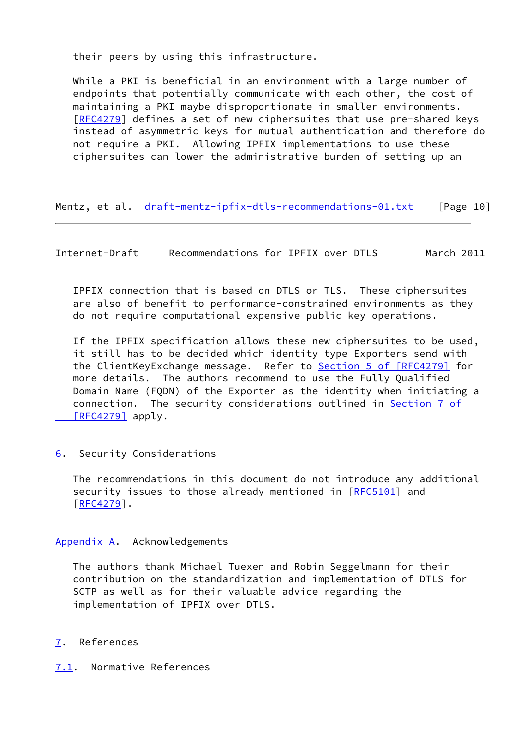their peers by using this infrastructure.

While a PKI is beneficial in an environment with a large number of endpoints that potentially communicate with each other, the cost of maintaining a PKI maybe disproportionate in smaller environments. [RFC4279] defines a set of new ciphersuites that use pre-shared keys instead of asymmetric keys for mutual authentication and therefore do not require a PKI. Allowing IPFIX implementations to use these ciphersuites can lower the administrative burden of setting up an IPFIX connection that is based on DTLS or TLS. These ciphersuites are also of benefit to performance-constrained environments as they do not require computational expensive public key operations.

If the IPFIX specification allows these new ciphersuites to be used, it still has to be decided which identity type Exporters send with the ClientKeyExchange message. Refer to Section 5 of [RFC4279] for more details. The authors recommend to use the Fully Qualified Domain Name (FQDN) of the Exporter as the identity when initiating a connection. The security considerations outlined in Section 7 of [RFC4279] apply.

## 6. Security Considerations

The recommendations in this document do not introduce any additional security issues to those already mentioned in [RFC5101] and [RFC4279].

## Appendix A. Acknowledgements

The authors thank Michael Tuexen and Robin Seggelmann for their contribution on the standardization and implementation of DTLS for SCTP as well as for their valuable advice regarding the implementation of IPFIX over DTLS.

## 7. References

### 7.1. Normative References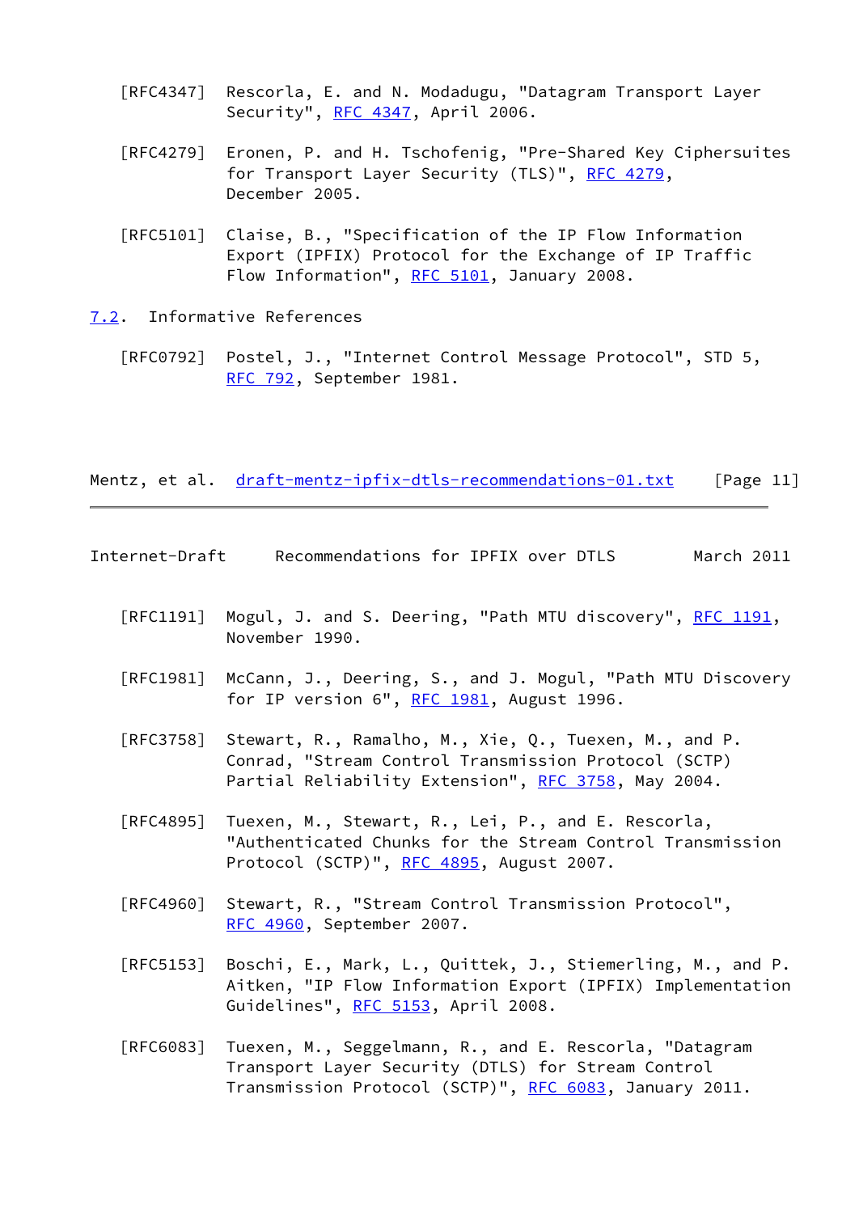[RFC4347] Rescorla, E. and N. Modadugu, "Datagram Transport Layer Security", RFC 4347, April 2006.

[RFC4279] Eronen, P. and H. Tschofenig, "Pre-Shared Key Ciphersuites for Transport Layer Security (TLS)", RFC 4279, December 2005.

[RFC5101] Claise, B., "Specification of the IP Flow Information Export (IPFIX) Protocol for the Exchange of IP Traffic Flow Information", RFC 5101, January 2008.

### 7.2. Informative References

[RFC0792] Postel, J., "Internet Control Message Protocol", STD 5, RFC 792, September 1981.

[RFC1191] Mogul, J. and S. Deering, "Path MTU discovery", RFC 1191, November 1990.

[RFC1981] McCann, J., Deering, S., and J. Mogul, "Path MTU Discovery for IP version 6", RFC 1981, August 1996.

[RFC3758] Stewart, R., Ramalho, M., Xie, Q., Tuexen, M., and P. Conrad, "Stream Control Transmission Protocol (SCTP) Partial Reliability Extension", RFC 3758, May 2004.

[RFC4895] Tuexen, M., Stewart, R., Lei, P., and E. Rescorla, "Authenticated Chunks for the Stream Control Transmission Protocol (SCTP)", RFC 4895, August 2007.

[RFC4960] Stewart, R., "Stream Control Transmission Protocol", RFC 4960, September 2007.

[RFC5153] Boschi, E., Mark, L., Quittek, J., Stiemerling, M., and P. Aitken, "IP Flow Information Export (IPFIX) Implementation Guidelines", RFC 5153, April 2008.

[RFC6083] Tuexen, M., Seggelmann, R., and E. Rescorla, "Datagram Transport Layer Security (DTLS) for Stream Control Transmission Protocol (SCTP)", RFC 6083, January 2011.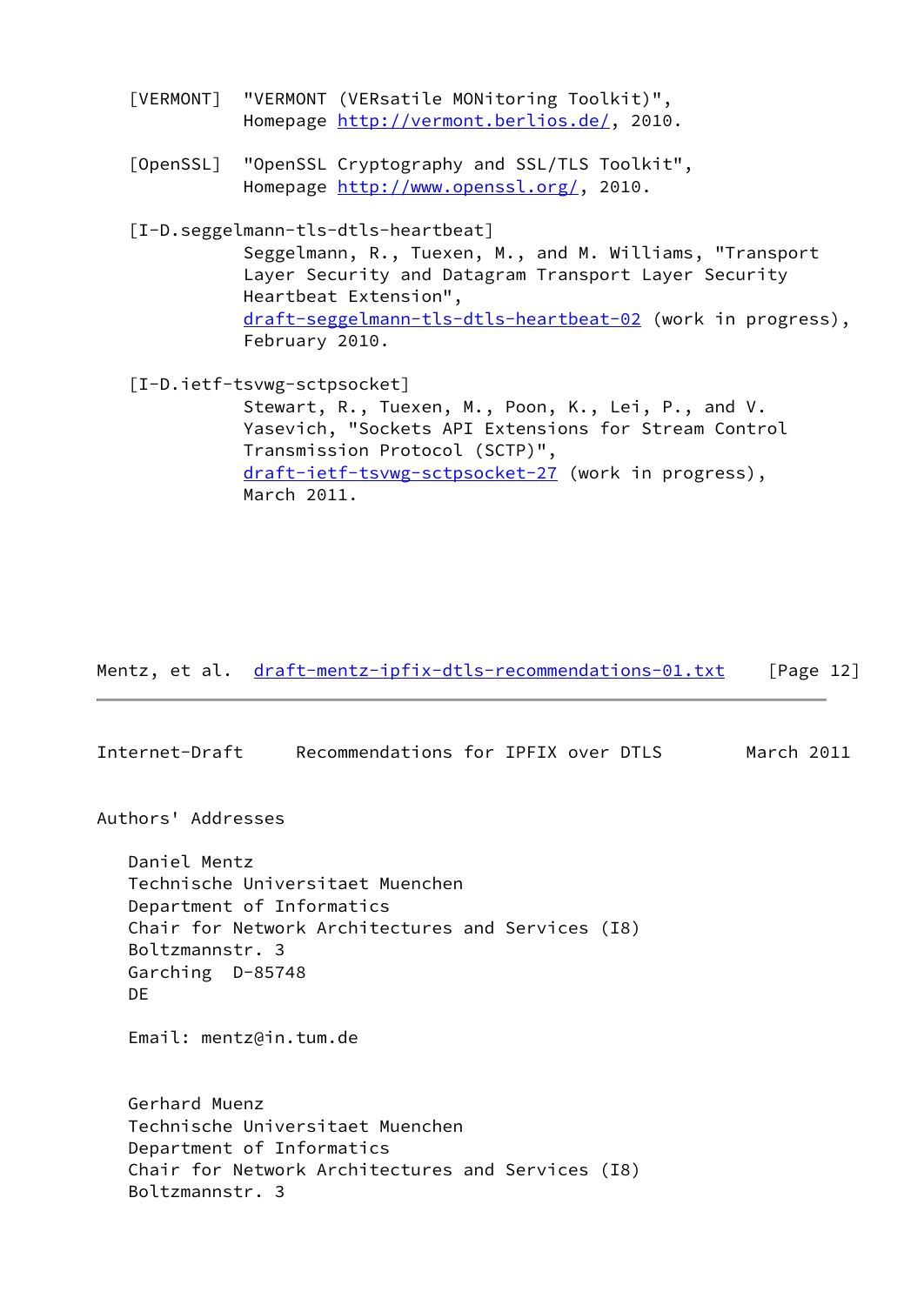[VERMONT] "VERMONT (VERsatile MONitoring Toolkit)", Homepage http://vermont.berlios.de/, 2010.

[OpenSSL] "OpenSSL Cryptography and SSL/TLS Toolkit", Homepage http://www.openssl.org/, 2010.

[I-D.seggelmann-tls-dtls-heartbeat]
Seggelmann, R., Tuexen, M., and M. Williams, "Transport Layer Security and Datagram Transport Layer Security Heartbeat Extension", draft-seggelmann-tls-dtls-heartbeat-02 (work in progress), February 2010.

[I-D.ietf-tsvwg-sctpsocket]
Stewart, R., Tuexen, M., Poon, K., Lei, P., and V. Yasevich, "Sockets API Extensions for Stream Control Transmission Protocol (SCTP)", draft-ietf-tsvwg-sctpsocket-27 (work in progress), March 2011.

# Authors' Addresses

Daniel Mentz
Technische Universitaet Muenchen
Department of Informatics
Chair for Network Architectures and Services (I8)
Boltzmannstr. 3
Garching D-85748
DE

Email: mentz@in.tum.de

Gerhard Muenz
Technische Universitaet Muenchen
Department of Informatics
Chair for Network Architectures and Services (I8)
Boltzmannstr. 3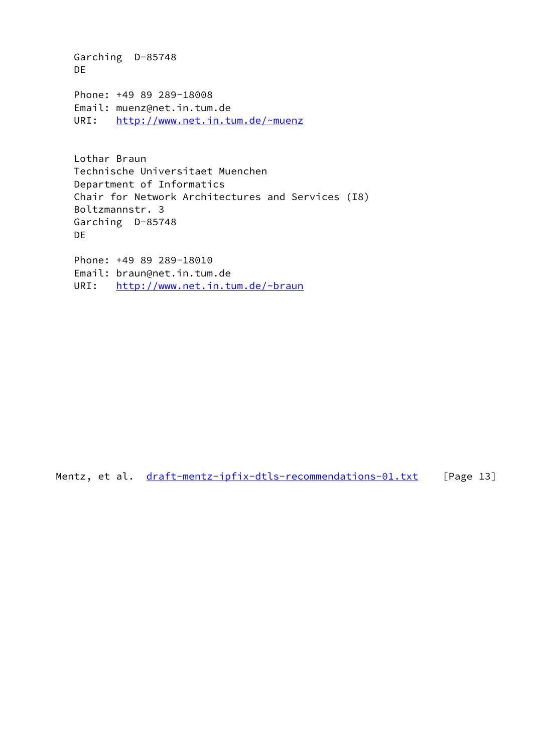Garching  D-85748
DE

Phone: +49 89 289-18008
Email: muenz@net.in.tum.de
URI:   http://www.net.in.tum.de/~muenz

Lothar Braun
Technische Universitaet Muenchen
Department of Informatics
Chair for Network Architectures and Services (I8)
Boltzmannstr. 3
Garching  D-85748
DE

Phone: +49 89 289-18010
Email: braun@net.in.tum.de
URI:   http://www.net.in.tum.de/~braun